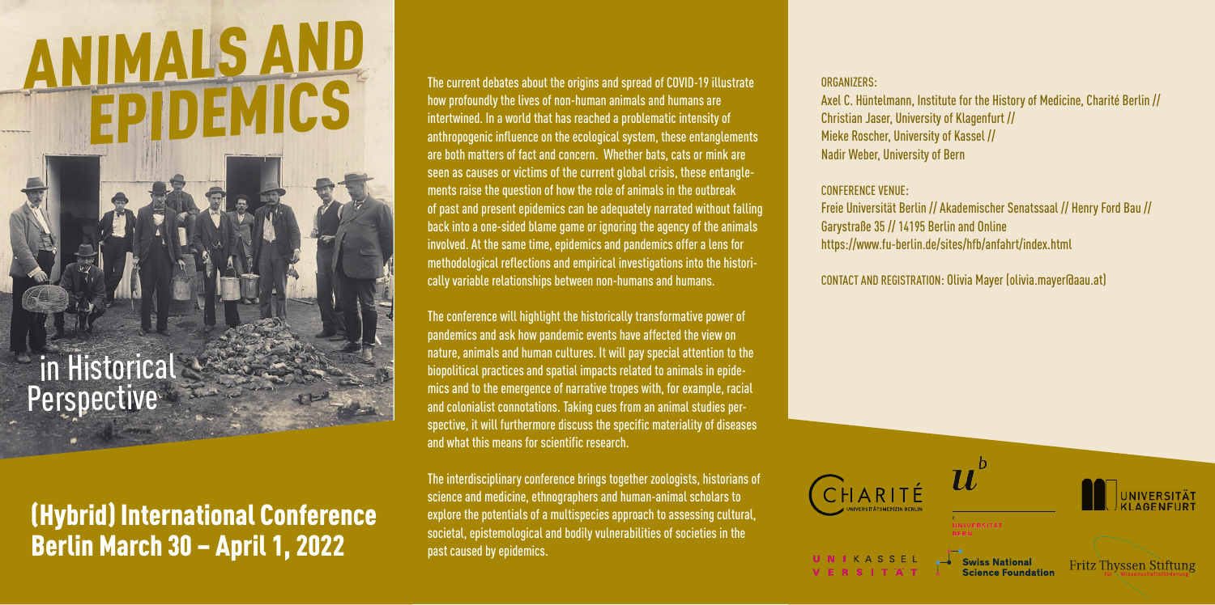# ANIMALS AND EPIDEMICS

## in Historical Perspective

## (Hybrid) International Conference Berlin March 30 – April 1, 2022

The current debates about the origins and spread of COVID-19 illustrate how profoundly the lives of non-human animals and humans are intertwined. In a world that has reached a problematic intensity of anthropogenic influence on the ecological system, these entanglements are both matters of fact and concern. Whether bats, cats or mink are seen as causes or victims of the current global crisis, these entanglements raise the question of how the role of animals in the outbreak of past and present epidemics can be adequately narrated without falling back into a one-sided blame game or ignoring the agency of the animals involved. At the same time, epidemics and pandemics offer a lens for methodological reflections and empirical investigations into the historically variable relationships between non-humans and humans.

The conference will highlight the historically transformative power of pandemics and ask how pandemic events have affected the view on nature, animals and human cultures. It will pay special attention to the biopolitical practices and spatial impacts related to animals in epidemics and to the emergence of narrative tropes with, for example, racial and colonialist connotations. Taking cues from an animal studies perspective, it will furthermore discuss the specific materiality of diseases and what this means for scientific research.

The interdisciplinary conference brings together zoologists, historians of science and medicine, ethnographers and human-animal scholars to explore the potentials of a multispecies approach to assessing cultural, societal, epistemological and bodily vulnerabilities of societies in the past caused by epidemics.

ORGANIZERS:
Axel C. Hüntelmann, Institute for the History of Medicine, Charité Berlin //
Christian Jaser, University of Klagenfurt //
Mieke Roscher, University of Kassel //
Nadir Weber, University of Bern

CONFERENCE VENUE:
Freie Universität Berlin // Akademischer Senatssaal // Henry Ford Bau //
Garystraße 35 // 14195 Berlin and Online
https://www.fu-berlin.de/sites/hfb/anfahrt/index.html

CONTACT AND REGISTRATION: Olivia Mayer (olivia.mayer@aau.at)

CHARITÉ UNIVERSITÄTSMEDIZIN BERLIN

UNIVERSITÄT BERN

UNIVERSITÄT KLAGENFURT

UNIKASSEL VERSITÄT

Swiss National Science Foundation

Fritz Thyssen Stiftung für Wissenschaftsförderung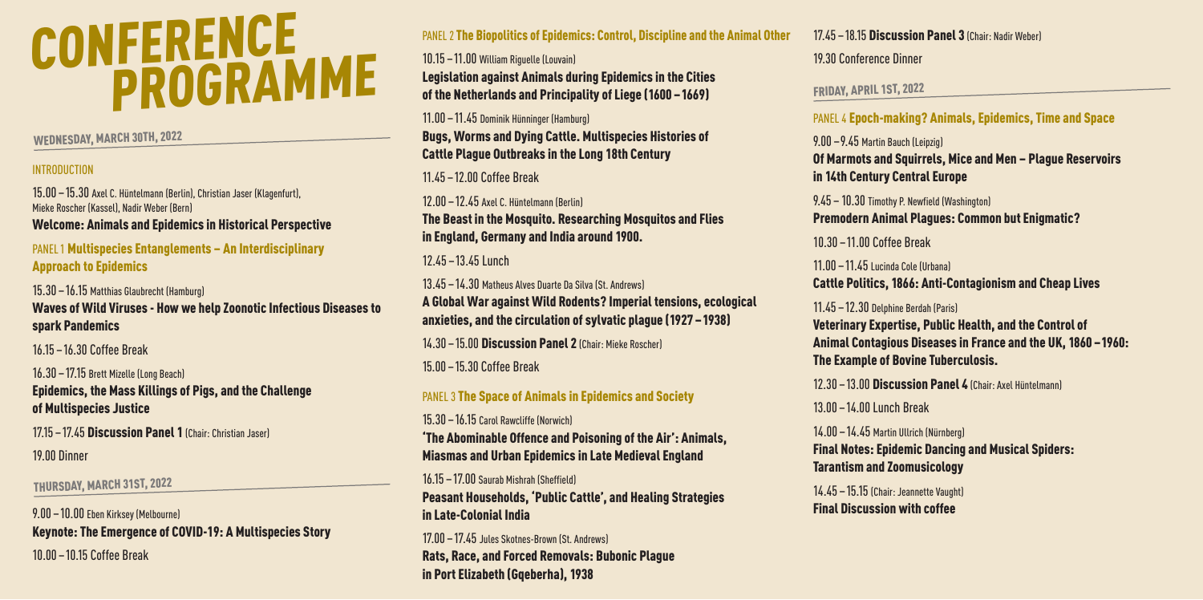# CONFERENCE PROGRAMME

## WEDNESDAY, MARCH 30TH, 2022

### INTRODUCTION

15.00 – 15.30 Axel C. Hüntelmann (Berlin), Christian Jaser (Klagenfurt), Mieke Roscher (Kassel), Nadir Weber (Bern)
**Welcome: Animals and Epidemics in Historical Perspective**

### PANEL 1 Multispecies Entanglements – An Interdisciplinary Approach to Epidemics

15.30 – 16.15 Matthias Glaubrecht (Hamburg)
**Waves of Wild Viruses - How we help Zoonotic Infectious Diseases to spark Pandemics**

16.15 – 16.30 Coffee Break

16.30 – 17.15 Brett Mizelle (Long Beach)
**Epidemics, the Mass Killings of Pigs, and the Challenge of Multispecies Justice**

17.15 – 17.45 **Discussion Panel 1** (Chair: Christian Jaser)

19.00 Dinner

## THURSDAY, MARCH 31ST, 2022

9.00 – 10.00 Eben Kirksey (Melbourne)
**Keynote: The Emergence of COVID-19: A Multispecies Story**

10.00 – 10.15 Coffee Break

### PANEL 2 The Biopolitics of Epidemics: Control, Discipline and the Animal Other

10.15 – 11.00 William Riguelle (Louvain)
**Legislation against Animals during Epidemics in the Cities of the Netherlands and Principality of Liege (1600 – 1669)**

11.00 – 11.45 Dominik Hünninger (Hamburg)
**Bugs, Worms and Dying Cattle. Multispecies Histories of Cattle Plague Outbreaks in the Long 18th Century**

11.45 – 12.00 Coffee Break

12.00 – 12.45 Axel C. Hüntelmann (Berlin)
**The Beast in the Mosquito. Researching Mosquitos and Flies in England, Germany and India around 1900.**

12.45 – 13.45 Lunch

13.45 – 14.30 Matheus Alves Duarte Da Silva (St. Andrews)
**A Global War against Wild Rodents? Imperial tensions, ecological anxieties, and the circulation of sylvatic plague (1927 – 1938)**

14.30 – 15.00 **Discussion Panel 2** (Chair: Mieke Roscher)

15.00 – 15.30 Coffee Break

### PANEL 3 The Space of Animals in Epidemics and Society

15.30 – 16.15 Carol Rawcliffe (Norwich)
**'The Abominable Offence and Poisoning of the Air': Animals, Miasmas and Urban Epidemics in Late Medieval England**

16.15 – 17.00 Saurab Mishrah (Sheffield)
**Peasant Households, 'Public Cattle', and Healing Strategies in Late-Colonial India**

17.00 – 17.45 Jules Skotnes-Brown (St. Andrews)
**Rats, Race, and Forced Removals: Bubonic Plague in Port Elizabeth (Gqeberha), 1938**

17.45 – 18.15 **Discussion Panel 3** (Chair: Nadir Weber)

19.30 Conference Dinner

## FRIDAY, APRIL 1ST, 2022

### PANEL 4 Epoch-making? Animals, Epidemics, Time and Space

9.00 – 9.45 Martin Bauch (Leipzig)
**Of Marmots and Squirrels, Mice and Men – Plague Reservoirs in 14th Century Central Europe**

9.45 – 10.30 Timothy P. Newfield (Washington)
**Premodern Animal Plagues: Common but Enigmatic?**

10.30 – 11.00 Coffee Break

11.00 – 11.45 Lucinda Cole (Urbana)
**Cattle Politics, 1866: Anti-Contagionism and Cheap Lives**

11.45 – 12.30 Delphine Berdah (Paris)
**Veterinary Expertise, Public Health, and the Control of Animal Contagious Diseases in France and the UK, 1860 – 1960: The Example of Bovine Tuberculosis.**

12.30 – 13.00 **Discussion Panel 4** (Chair: Axel Hüntelmann)

13.00 – 14.00 Lunch Break

14.00 – 14.45 Martin Ullrich (Nürnberg)
**Final Notes: Epidemic Dancing and Musical Spiders: Tarantism and Zoomusicology**

14.45 – 15.15 (Chair: Jeannette Vaught)
**Final Discussion with coffee**